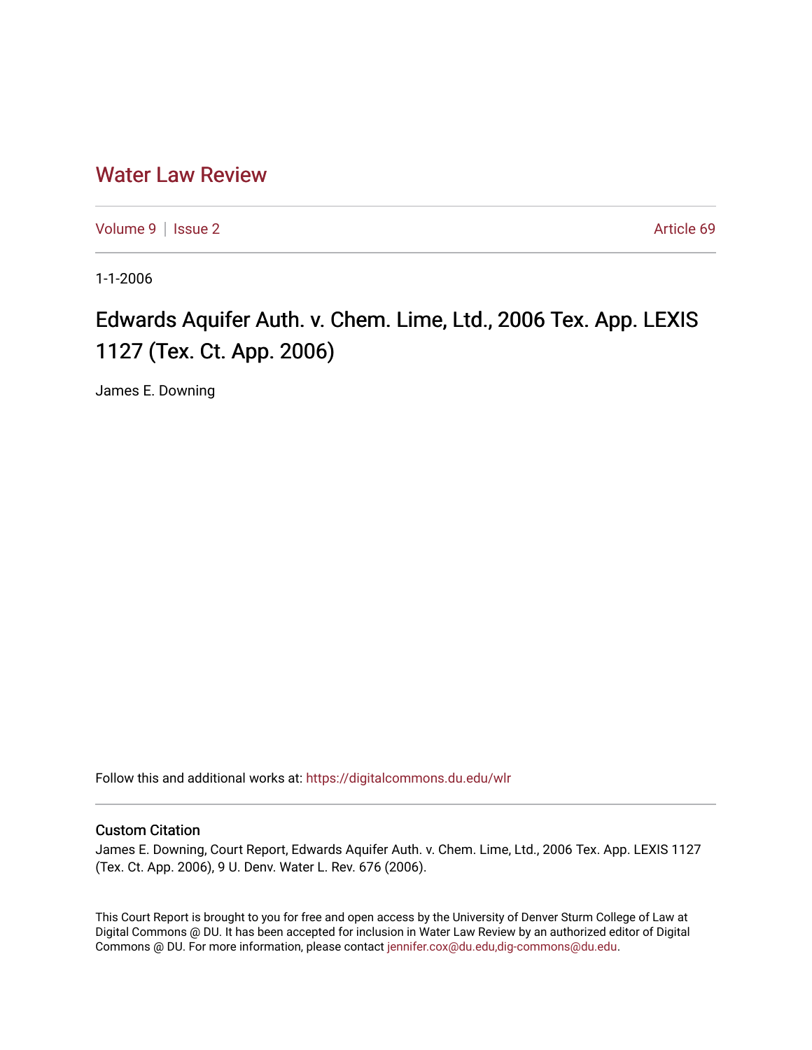# Water Law Review

Volume 9 | Issue 2 Article 69

1-1-2006

## Edwards Aquifer Auth. v. Chem. Lime, Ltd., 2006 Tex. App. LEXIS 1127 (Tex. Ct. App. 2006)

James E. Downing

Follow this and additional works at: https://digitalcommons.du.edu/wlr

### Custom Citation

James E. Downing, Court Report, Edwards Aquifer Auth. v. Chem. Lime, Ltd., 2006 Tex. App. LEXIS 1127 (Tex. Ct. App. 2006), 9 U. Denv. Water L. Rev. 676 (2006).

This Court Report is brought to you for free and open access by the University of Denver Sturm College of Law at Digital Commons @ DU. It has been accepted for inclusion in Water Law Review by an authorized editor of Digital Commons @ DU. For more information, please contact jennifer.cox@du.edu,dig-commons@du.edu.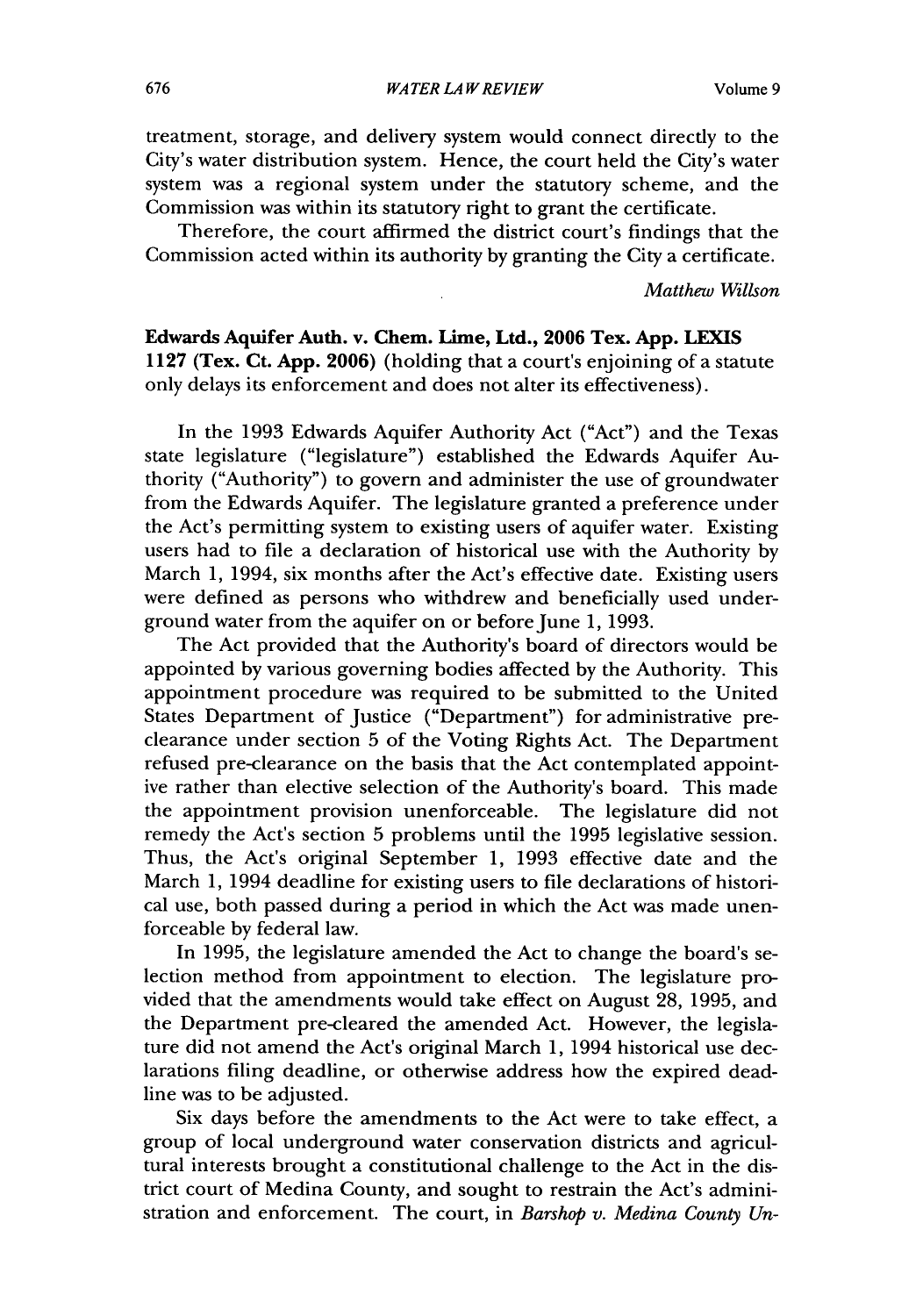treatment, storage, and delivery system would connect directly to the City's water distribution system. Hence, the court held the City's water system was a regional system under the statutory scheme, and the Commission was within its statutory right to grant the certificate.

Therefore, the court affirmed the district court's findings that the Commission acted within its authority by granting the City a certificate.

*Matthew Willson*

**Edwards Aquifer Auth. v. Chem. Lime, Ltd., 2006 Tex. App. LEXIS 1127 (Tex. Ct. App. 2006)** (holding that a court's enjoining of a statute only delays its enforcement and does not alter its effectiveness).

In the 1993 Edwards Aquifer Authority Act ("Act") and the Texas state legislature ("legislature") established the Edwards Aquifer Authority ("Authority") to govern and administer the use of groundwater from the Edwards Aquifer. The legislature granted a preference under the Act's permitting system to existing users of aquifer water. Existing users had to file a declaration of historical use with the Authority by March 1, 1994, six months after the Act's effective date. Existing users were defined as persons who withdrew and beneficially used underground water from the aquifer on or before June 1, 1993.

The Act provided that the Authority's board of directors would be appointed by various governing bodies affected by the Authority. This appointment procedure was required to be submitted to the United States Department of Justice ("Department") for administrative pre-clearance under section 5 of the Voting Rights Act. The Department refused pre-clearance on the basis that the Act contemplated appointive rather than elective selection of the Authority's board. This made the appointment provision unenforceable. The legislature did not remedy the Act's section 5 problems until the 1995 legislative session. Thus, the Act's original September 1, 1993 effective date and the March 1, 1994 deadline for existing users to file declarations of historical use, both passed during a period in which the Act was made unenforceable by federal law.

In 1995, the legislature amended the Act to change the board's selection method from appointment to election. The legislature provided that the amendments would take effect on August 28, 1995, and the Department pre-cleared the amended Act. However, the legislature did not amend the Act's original March 1, 1994 historical use declarations filing deadline, or otherwise address how the expired deadline was to be adjusted.

Six days before the amendments to the Act were to take effect, a group of local underground water conservation districts and agricultural interests brought a constitutional challenge to the Act in the district court of Medina County, and sought to restrain the Act's administration and enforcement. The court, in *Barshop v. Medina County Un-*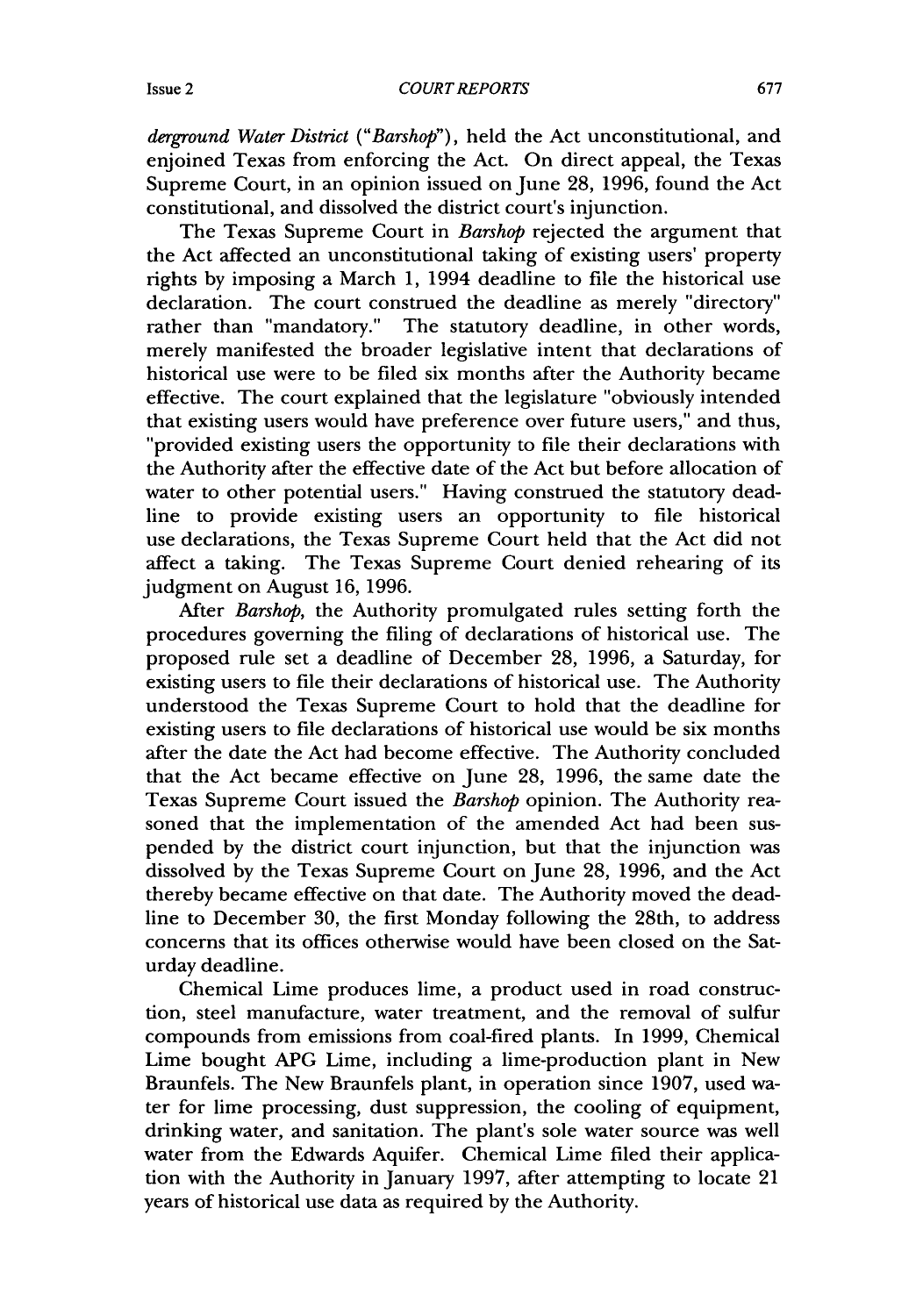*derground Water District* ("*Barshop*"), held the Act unconstitutional, and enjoined Texas from enforcing the Act. On direct appeal, the Texas Supreme Court, in an opinion issued on June 28, 1996, found the Act constitutional, and dissolved the district court's injunction.

The Texas Supreme Court in *Barshop* rejected the argument that the Act affected an unconstitutional taking of existing users' property rights by imposing a March 1, 1994 deadline to file the historical use declaration. The court construed the deadline as merely "directory" rather than "mandatory." The statutory deadline, in other words, merely manifested the broader legislative intent that declarations of historical use were to be filed six months after the Authority became effective. The court explained that the legislature "obviously intended that existing users would have preference over future users," and thus, "provided existing users the opportunity to file their declarations with the Authority after the effective date of the Act but before allocation of water to other potential users." Having construed the statutory deadline to provide existing users an opportunity to file historical use declarations, the Texas Supreme Court held that the Act did not affect a taking. The Texas Supreme Court denied rehearing of its judgment on August 16, 1996.

After *Barshop*, the Authority promulgated rules setting forth the procedures governing the filing of declarations of historical use. The proposed rule set a deadline of December 28, 1996, a Saturday, for existing users to file their declarations of historical use. The Authority understood the Texas Supreme Court to hold that the deadline for existing users to file declarations of historical use would be six months after the date the Act had become effective. The Authority concluded that the Act became effective on June 28, 1996, the same date the Texas Supreme Court issued the *Barshop* opinion. The Authority reasoned that the implementation of the amended Act had been suspended by the district court injunction, but that the injunction was dissolved by the Texas Supreme Court on June 28, 1996, and the Act thereby became effective on that date. The Authority moved the deadline to December 30, the first Monday following the 28th, to address concerns that its offices otherwise would have been closed on the Saturday deadline.

Chemical Lime produces lime, a product used in road construction, steel manufacture, water treatment, and the removal of sulfur compounds from emissions from coal-fired plants. In 1999, Chemical Lime bought APG Lime, including a lime-production plant in New Braunfels. The New Braunfels plant, in operation since 1907, used water for lime processing, dust suppression, the cooling of equipment, drinking water, and sanitation. The plant's sole water source was well water from the Edwards Aquifer. Chemical Lime filed their application with the Authority in January 1997, after attempting to locate 21 years of historical use data as required by the Authority.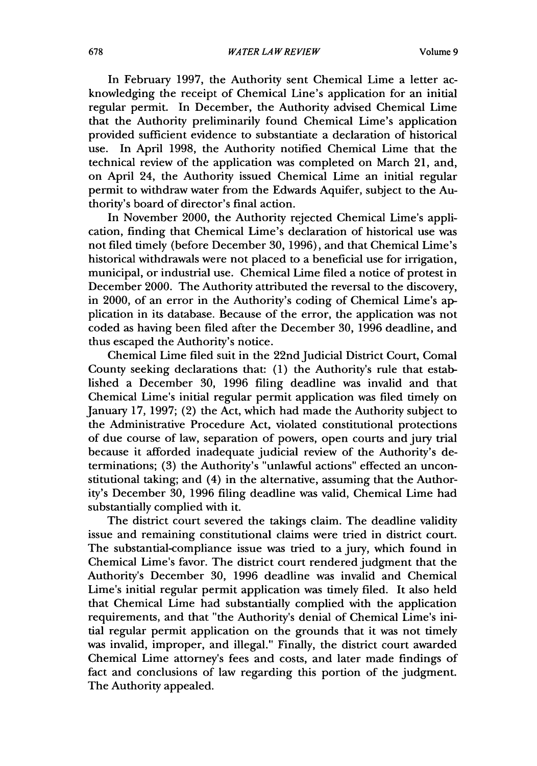In February 1997, the Authority sent Chemical Lime a letter acknowledging the receipt of Chemical Line's application for an initial regular permit. In December, the Authority advised Chemical Lime that the Authority preliminarily found Chemical Lime's application provided sufficient evidence to substantiate a declaration of historical use. In April 1998, the Authority notified Chemical Lime that the technical review of the application was completed on March 21, and, on April 24, the Authority issued Chemical Lime an initial regular permit to withdraw water from the Edwards Aquifer, subject to the Authority's board of director's final action.

In November 2000, the Authority rejected Chemical Lime's application, finding that Chemical Lime's declaration of historical use was not filed timely (before December 30, 1996), and that Chemical Lime's historical withdrawals were not placed to a beneficial use for irrigation, municipal, or industrial use. Chemical Lime filed a notice of protest in December 2000. The Authority attributed the reversal to the discovery, in 2000, of an error in the Authority's coding of Chemical Lime's application in its database. Because of the error, the application was not coded as having been filed after the December 30, 1996 deadline, and thus escaped the Authority's notice.

Chemical Lime filed suit in the 22nd Judicial District Court, Comal County seeking declarations that: (1) the Authority's rule that established a December 30, 1996 filing deadline was invalid and that Chemical Lime's initial regular permit application was filed timely on January 17, 1997; (2) the Act, which had made the Authority subject to the Administrative Procedure Act, violated constitutional protections of due course of law, separation of powers, open courts and jury trial because it afforded inadequate judicial review of the Authority's determinations; (3) the Authority's "unlawful actions" effected an unconstitutional taking; and (4) in the alternative, assuming that the Authority's December 30, 1996 filing deadline was valid, Chemical Lime had substantially complied with it.

The district court severed the takings claim. The deadline validity issue and remaining constitutional claims were tried in district court. The substantial-compliance issue was tried to a jury, which found in Chemical Lime's favor. The district court rendered judgment that the Authority's December 30, 1996 deadline was invalid and Chemical Lime's initial regular permit application was timely filed. It also held that Chemical Lime had substantially complied with the application requirements, and that "the Authority's denial of Chemical Lime's initial regular permit application on the grounds that it was not timely was invalid, improper, and illegal." Finally, the district court awarded Chemical Lime attorney's fees and costs, and later made findings of fact and conclusions of law regarding this portion of the judgment. The Authority appealed.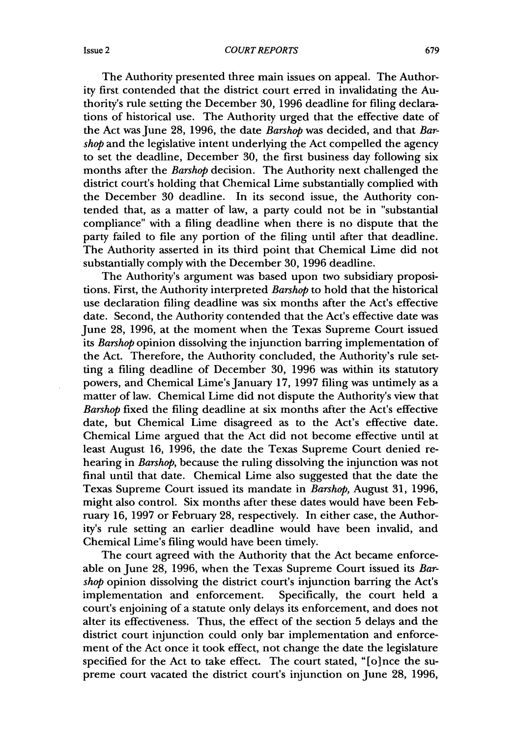The Authority presented three main issues on appeal. The Authority first contended that the district court erred in invalidating the Authority's rule setting the December 30, 1996 deadline for filing declarations of historical use. The Authority urged that the effective date of the Act was June 28, 1996, the date *Barshop* was decided, and that *Barshop* and the legislative intent underlying the Act compelled the agency to set the deadline, December 30, the first business day following six months after the *Barshop* decision. The Authority next challenged the district court's holding that Chemical Lime substantially complied with the December 30 deadline. In its second issue, the Authority contended that, as a matter of law, a party could not be in "substantial compliance" with a filing deadline when there is no dispute that the party failed to file any portion of the filing until after that deadline. The Authority asserted in its third point that Chemical Lime did not substantially comply with the December 30, 1996 deadline.

The Authority's argument was based upon two subsidiary propositions. First, the Authority interpreted *Barshop* to hold that the historical use declaration filing deadline was six months after the Act's effective date. Second, the Authority contended that the Act's effective date was June 28, 1996, at the moment when the Texas Supreme Court issued its *Barshop* opinion dissolving the injunction barring implementation of the Act. Therefore, the Authority concluded, the Authority's rule setting a filing deadline of December 30, 1996 was within its statutory powers, and Chemical Lime's January 17, 1997 filing was untimely as a matter of law. Chemical Lime did not dispute the Authority's view that *Barshop* fixed the filing deadline at six months after the Act's effective date, but Chemical Lime disagreed as to the Act's effective date. Chemical Lime argued that the Act did not become effective until at least August 16, 1996, the date the Texas Supreme Court denied rehearing in *Barshop*, because the ruling dissolving the injunction was not final until that date. Chemical Lime also suggested that the date the Texas Supreme Court issued its mandate in *Barshop*, August 31, 1996, might also control. Six months after these dates would have been February 16, 1997 or February 28, respectively. In either case, the Authority's rule setting an earlier deadline would have been invalid, and Chemical Lime's filing would have been timely.

The court agreed with the Authority that the Act became enforceable on June 28, 1996, when the Texas Supreme Court issued its *Barshop* opinion dissolving the district court's injunction barring the Act's implementation and enforcement. Specifically, the court held a court's enjoining of a statute only delays its enforcement, and does not alter its effectiveness. Thus, the effect of the section 5 delays and the district court injunction could only bar implementation and enforcement of the Act once it took effect, not change the date the legislature specified for the Act to take effect. The court stated, "[o]nce the supreme court vacated the district court's injunction on June 28, 1996,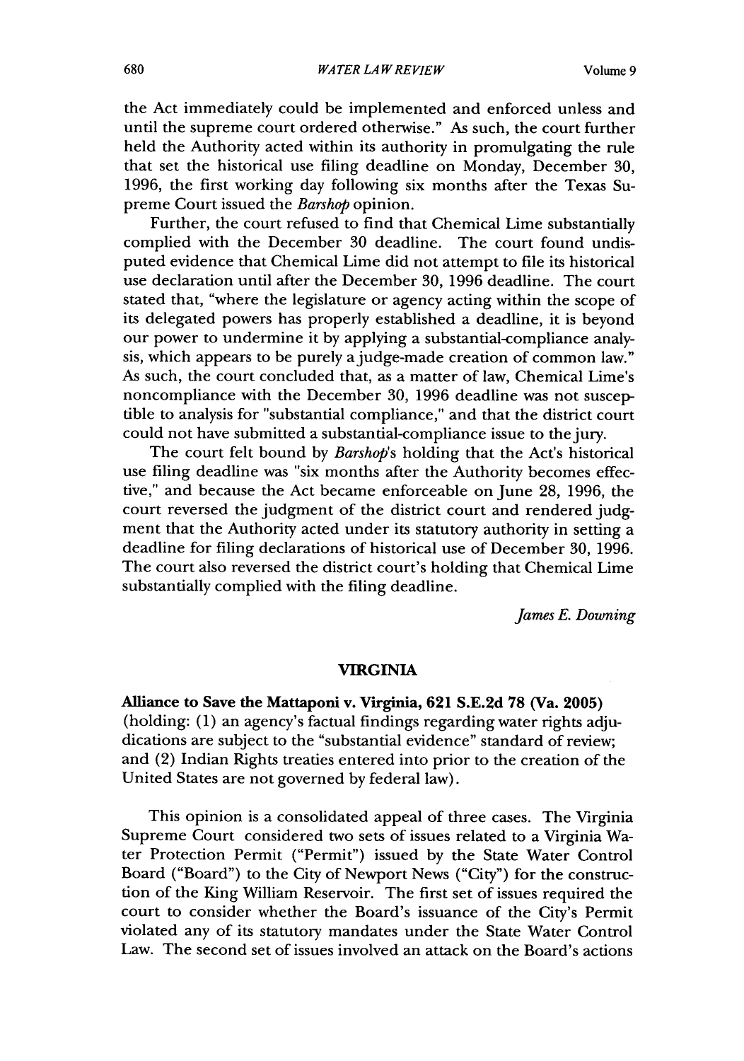the Act immediately could be implemented and enforced unless and until the supreme court ordered otherwise." As such, the court further held the Authority acted within its authority in promulgating the rule that set the historical use filing deadline on Monday, December 30, 1996, the first working day following six months after the Texas Supreme Court issued the *Barshop* opinion.

Further, the court refused to find that Chemical Lime substantially complied with the December 30 deadline. The court found undisputed evidence that Chemical Lime did not attempt to file its historical use declaration until after the December 30, 1996 deadline. The court stated that, "where the legislature or agency acting within the scope of its delegated powers has properly established a deadline, it is beyond our power to undermine it by applying a substantial-compliance analysis, which appears to be purely a judge-made creation of common law." As such, the court concluded that, as a matter of law, Chemical Lime's noncompliance with the December 30, 1996 deadline was not susceptible to analysis for "substantial compliance," and that the district court could not have submitted a substantial-compliance issue to the jury.

The court felt bound by *Barshop*'s holding that the Act's historical use filing deadline was "six months after the Authority becomes effective," and because the Act became enforceable on June 28, 1996, the court reversed the judgment of the district court and rendered judgment that the Authority acted under its statutory authority in setting a deadline for filing declarations of historical use of December 30, 1996. The court also reversed the district court's holding that Chemical Lime substantially complied with the filing deadline.

*James E. Downing*

## VIRGINIA

**Alliance to Save the Mattaponi v. Virginia, 621 S.E.2d 78 (Va. 2005)** (holding: (1) an agency's factual findings regarding water rights adjudications are subject to the "substantial evidence" standard of review; and (2) Indian Rights treaties entered into prior to the creation of the United States are not governed by federal law).

This opinion is a consolidated appeal of three cases. The Virginia Supreme Court considered two sets of issues related to a Virginia Water Protection Permit ("Permit") issued by the State Water Control Board ("Board") to the City of Newport News ("City") for the construction of the King William Reservoir. The first set of issues required the court to consider whether the Board's issuance of the City's Permit violated any of its statutory mandates under the State Water Control Law. The second set of issues involved an attack on the Board's actions